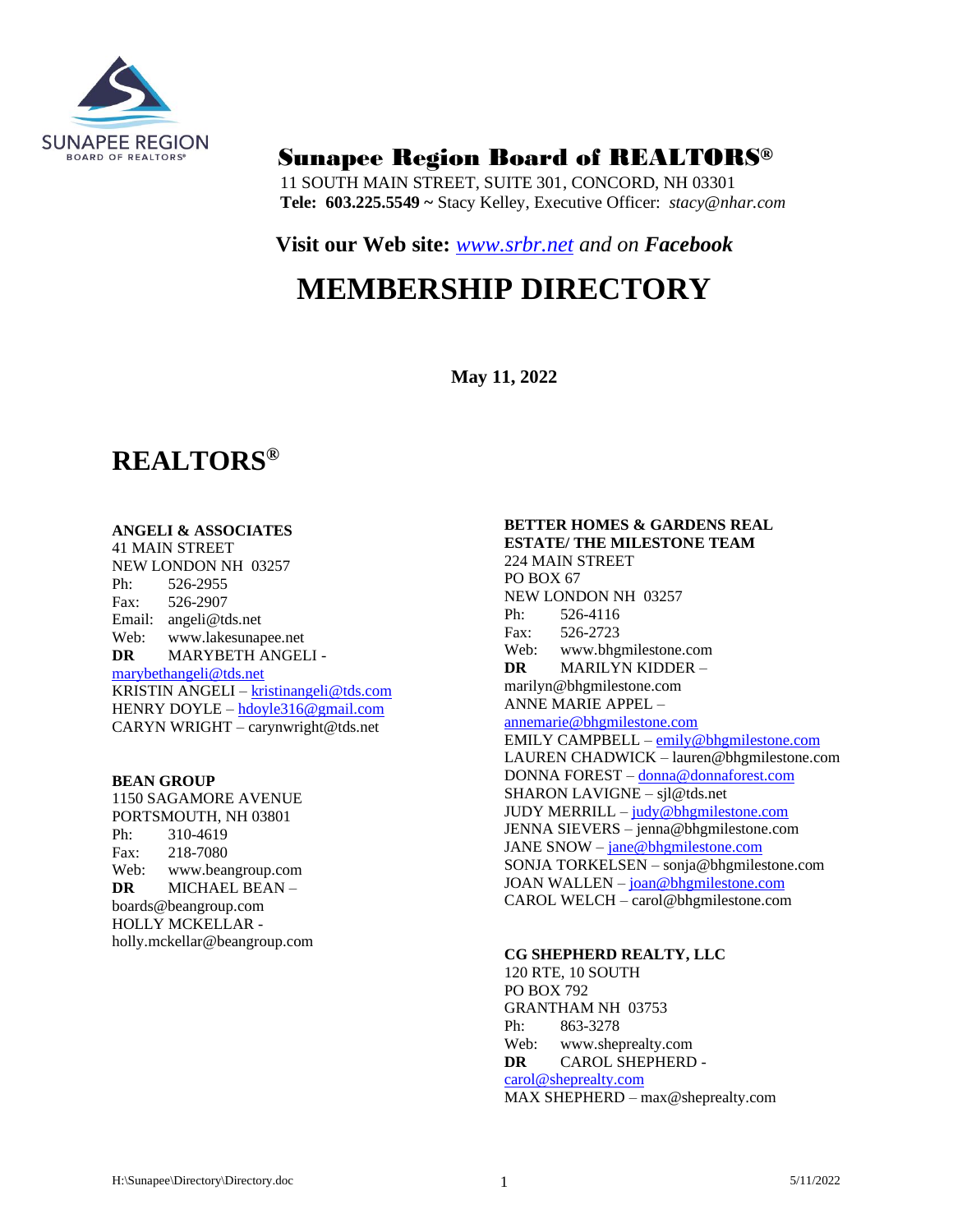# Sunapee Region Board of REALTORS®

11 SOUTH MAIN STREET, SUITE 301, CONCORD, NH 03301
**Tele: 603.225.5549 ~** Stacy Kelley, Executive Officer: *stacy@nhar.com*

**Visit our Web site:** *www.srbr.net* *and on* ***Facebook***

# MEMBERSHIP DIRECTORY

**May 11, 2022**

## REALTORS®

**ANGELI & ASSOCIATES**
41 MAIN STREET
NEW LONDON NH 03257
Ph: 526-2955
Fax: 526-2907
Email: angeli@tds.net
Web: www.lakesunapee.net
**DR** MARYBETH ANGELI - marybethangeli@tds.net
KRISTIN ANGELI – kristinangeli@tds.com
HENRY DOYLE – hdoyle316@gmail.com
CARYN WRIGHT – carynwright@tds.net

**BEAN GROUP**
1150 SAGAMORE AVENUE
PORTSMOUTH, NH 03801
Ph: 310-4619
Fax: 218-7080
Web: www.beangroup.com
**DR** MICHAEL BEAN – boards@beangroup.com
HOLLY MCKELLAR - holly.mckellar@beangroup.com

**BETTER HOMES & GARDENS REAL ESTATE/ THE MILESTONE TEAM**
224 MAIN STREET
PO BOX 67
NEW LONDON NH 03257
Ph: 526-4116
Fax: 526-2723
Web: www.bhgmilestone.com
**DR** MARILYN KIDDER – marilyn@bhgmilestone.com
ANNE MARIE APPEL – annemarie@bhgmilestone.com
EMILY CAMPBELL – emily@bhgmilestone.com
LAUREN CHADWICK – lauren@bhgmilestone.com
DONNA FOREST – donna@donnaforest.com
SHARON LAVIGNE – sjl@tds.net
JUDY MERRILL – judy@bhgmilestone.com
JENNA SIEVERS – jenna@bhgmilestone.com
JANE SNOW – jane@bhgmilestone.com
SONJA TORKELSEN – sonja@bhgmilestone.com
JOAN WALLEN – joan@bhgmilestone.com
CAROL WELCH – carol@bhgmilestone.com

**CG SHEPHERD REALTY, LLC**
120 RTE, 10 SOUTH
PO BOX 792
GRANTHAM NH 03753
Ph: 863-3278
Web: www.sheprealty.com
**DR** CAROL SHEPHERD - carol@sheprealty.com
MAX SHEPHERD – max@sheprealty.com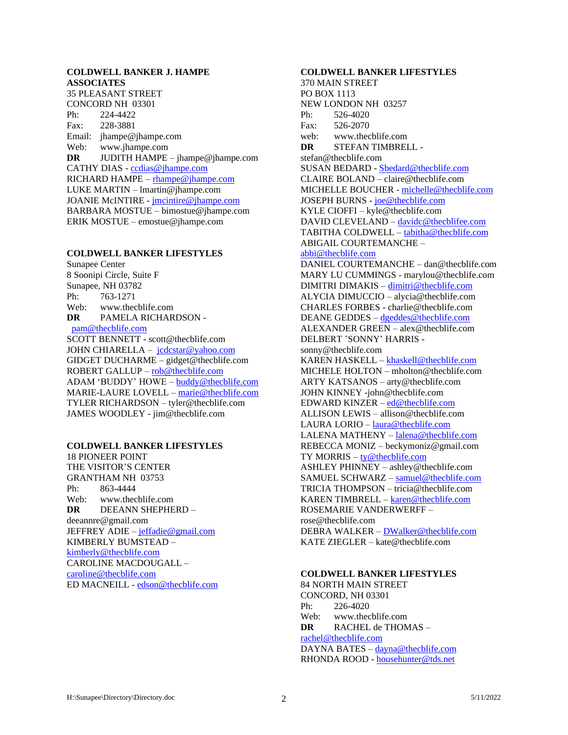**COLDWELL BANKER J. HAMPE ASSOCIATES**
35 PLEASANT STREET
CONCORD NH 03301
Ph: 224-4422
Fax: 228-3881
Email: jhampe@jhampe.com
Web: www.jhampe.com
**DR** JUDITH HAMPE – jhampe@jhampe.com
CATHY DIAS - ccdias@jhampe.com
RICHARD HAMPE – rhampe@jhampe.com
LUKE MARTIN – lmartin@jhampe.com
JOANIE McINTIRE - jmcintire@jhampe.com
BARBARA MOSTUE – bimostue@jhampe.com
ERIK MOSTUE – emostue@jhampe.com

**COLDWELL BANKER LIFESTYLES**
Sunapee Center
8 Soonipi Circle, Suite F
Sunapee, NH 03782
Ph: 763-1271
Web: www.thecblife.com
**DR** PAMELA RICHARDSON - pam@thecblife.com
SCOTT BENNETT - scott@thecblife.com
JOHN CHIARELLA – jcdcstar@yahoo.com
GIDGET DUCHARME – gidget@thecblife.com
ROBERT GALLUP – rob@thecblife.com
ADAM 'BUDDY' HOWE – buddy@thecblife.com
MARIE-LAURE LOVELL – marie@thecblife.com
TYLER RICHARDSON – tyler@thecblife.com
JAMES WOODLEY - jim@thecblife.com

**COLDWELL BANKER LIFESTYLES**
18 PIONEER POINT
THE VISITOR'S CENTER
GRANTHAM NH 03753
Ph: 863-4444
Web: www.thecblife.com
**DR** DEEANN SHEPHERD – deeannre@gmail.com
JEFFREY ADIE – jeffadie@gmail.com
KIMBERLY BUMSTEAD – kimberly@thecblife.com
CAROLINE MACDOUGALL – caroline@thecblife.com
ED MACNEILL - edson@thecblife.com

**COLDWELL BANKER LIFESTYLES**
370 MAIN STREET
PO BOX 1113
NEW LONDON NH 03257
Ph: 526-4020
Fax: 526-2070
web: www.thecblife.com
**DR** STEFAN TIMBRELL - stefan@thecblife.com
SUSAN BEDARD - Sbedard@thecblife.com
CLAIRE BOLAND – claire@thecblife.com
MICHELLE BOUCHER - michelle@thecblife.com
JOSEPH BURNS - joe@thecblife.com
KYLE CIOFFI – kyle@thecblife.com
DAVID CLEVELAND – davidc@thecblifee.com
TABITHA COLDWELL – tabitha@thecblife.com
ABIGAIL COURTEMANCHE – abbi@thecblife.com
DANIEL COURTEMANCHE – dan@thecblife.com
MARY LU CUMMINGS - marylou@thecblife.com
DIMITRI DIMAKIS – dimitri@thecblife.com
ALYCIA DIMUCCIO – alycia@thecblife.com
CHARLES FORBES - charlie@thecblife.com
DEANE GEDDES – dgeddes@thecblife.com
ALEXANDER GREEN – alex@thecblife.com
DELBERT 'SONNY' HARRIS - sonny@thecblife.com
KAREN HASKELL – khaskell@thecblife.com
MICHELE HOLTON – mholton@thecblife.com
ARTY KATSANOS – arty@thecblife.com
JOHN KINNEY -john@thecblife.com
EDWARD KINZER – ed@thecblife.com
ALLISON LEWIS – allison@thecblife.com
LAURA LORIO – laura@thecblife.com
LALENA MATHENY – lalena@thecblife.com
REBECCA MONIZ – beckymoniz@gmail.com
TY MORRIS – ty@thecblife.com
ASHLEY PHINNEY – ashley@thecblife.com
SAMUEL SCHWARZ – samuel@thecblife.com
TRICIA THOMPSON – tricia@thecblife.com
KAREN TIMBRELL – karen@thecblife.com
ROSEMARIE VANDERWERFF – rose@thecblife.com
DEBRA WALKER – DWalker@thecblife.com
KATE ZIEGLER – kate@thecblife.com

**COLDWELL BANKER LIFESTYLES**
84 NORTH MAIN STREET
CONCORD, NH 03301
Ph: 226-4020
Web: www.thecblife.com
**DR** RACHEL de THOMAS – rachel@thecblife.com
DAYNA BATES – dayna@thecblife.com
RHONDA ROOD - househunter@tds.net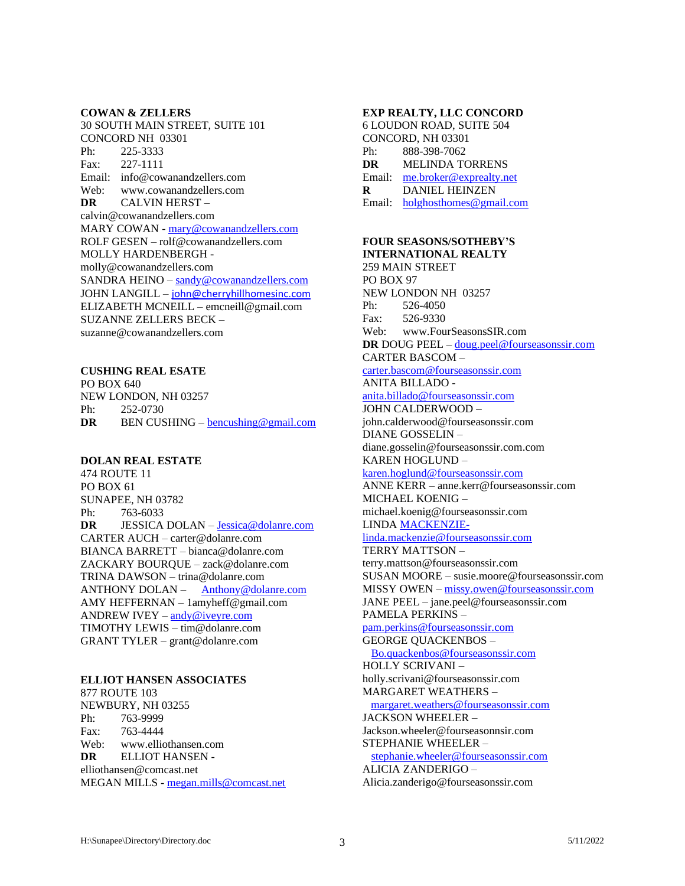**COWAN & ZELLERS**
30 SOUTH MAIN STREET, SUITE 101
CONCORD NH 03301
Ph: 225-3333
Fax: 227-1111
Email: info@cowanandzellers.com
Web: www.cowanandzellers.com
**DR** CALVIN HERST – calvin@cowanandzellers.com
MARY COWAN - mary@cowanandzellers.com
ROLF GESEN – rolf@cowanandzellers.com
MOLLY HARDENBERGH - molly@cowanandzellers.com
SANDRA HEINO – sandy@cowanandzellers.com
JOHN LANGILL – john@cherryhillhomesinc.com
ELIZABETH MCNEILL – emcneill@gmail.com
SUZANNE ZELLERS BECK – suzanne@cowanandzellers.com

**CUSHING REAL ESATE**
PO BOX 640
NEW LONDON, NH 03257
Ph: 252-0730
**DR** BEN CUSHING – bencushing@gmail.com

**DOLAN REAL ESTATE**
474 ROUTE 11
PO BOX 61
SUNAPEE, NH 03782
Ph: 763-6033
**DR** JESSICA DOLAN – Jessica@dolanre.com
CARTER AUCH – carter@dolanre.com
BIANCA BARRETT – bianca@dolanre.com
ZACKARY BOURQUE – zack@dolanre.com
TRINA DAWSON – trina@dolanre.com
ANTHONY DOLAN – Anthony@dolanre.com
AMY HEFFERNAN – 1amyheff@gmail.com
ANDREW IVEY – andy@iveyre.com
TIMOTHY LEWIS – tim@dolanre.com
GRANT TYLER – grant@dolanre.com

**ELLIOT HANSEN ASSOCIATES**
877 ROUTE 103
NEWBURY, NH 03255
Ph: 763-9999
Fax: 763-4444
Web: www.elliothansen.com
**DR** ELLIOT HANSEN - elliothansen@comcast.net
MEGAN MILLS - megan.mills@comcast.net

**EXP REALTY, LLC CONCORD**
6 LOUDON ROAD, SUITE 504
CONCORD, NH 03301
Ph: 888-398-7062
**DR** MELINDA TORRENS
Email: me.broker@exprealty.net
**R** DANIEL HEINZEN
Email: holghosthomes@gmail.com

**FOUR SEASONS/SOTHEBY'S INTERNATIONAL REALTY**
259 MAIN STREET
PO BOX 97
NEW LONDON NH 03257
Ph: 526-4050
Fax: 526-9330
Web: www.FourSeasonsSIR.com
**DR** DOUG PEEL – doug.peel@fourseasonssir.com
CARTER BASCOM – carter.bascom@fourseasonssir.com
ANITA BILLADO - anita.billado@fourseasonssir.com
JOHN CALDERWOOD – john.calderwood@fourseasonssir.com
DIANE GOSSELIN – diane.gosselin@fourseasonssir.com.com
KAREN HOGLUND – karen.hoglund@fourseasonssir.com
ANNE KERR – anne.kerr@fourseasonssir.com
MICHAEL KOENIG – michael.koenig@fourseasonssir.com
LINDA MACKENZIE- linda.mackenzie@fourseasonssir.com
TERRY MATTSON – terry.mattson@fourseasonssir.com
SUSAN MOORE – susie.moore@fourseasonssir.com
MISSY OWEN – missy.owen@fourseasonssir.com
JANE PEEL – jane.peel@fourseasonssir.com
PAMELA PERKINS – pam.perkins@fourseasonssir.com
GEORGE QUACKENBOS – Bo.quackenbos@fourseasonssir.com
HOLLY SCRIVANI – holly.scrivani@fourseasonssir.com
MARGARET WEATHERS – margaret.weathers@fourseasonssir.com
JACKSON WHEELER – Jackson.wheeler@fourseasonnsir.com
STEPHANIE WHEELER – stephanie.wheeler@fourseasonssir.com
ALICIA ZANDERIGO – Alicia.zanderigo@fourseasonssir.com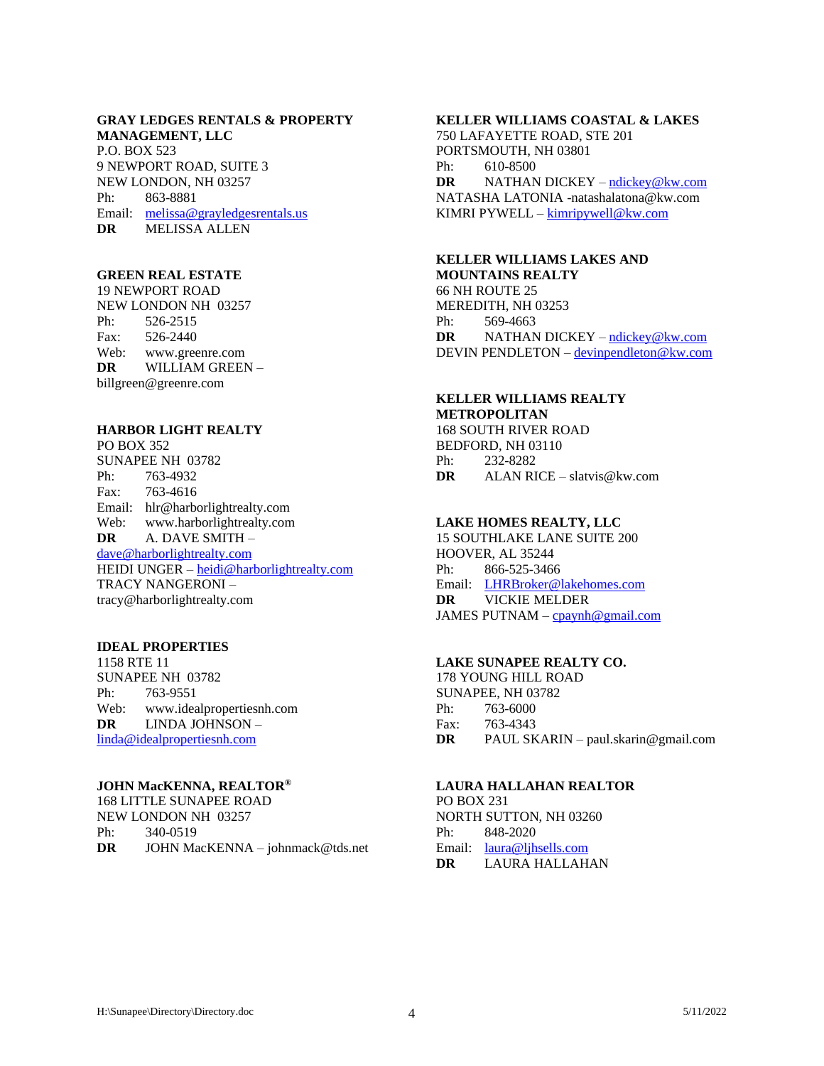**GRAY LEDGES RENTALS & PROPERTY MANAGEMENT, LLC**
P.O. BOX 523
9 NEWPORT ROAD, SUITE 3
NEW LONDON, NH 03257
Ph: 863-8881
Email: melissa@grayledgesrentals.us
**DR** MELISSA ALLEN

**GREEN REAL ESTATE**
19 NEWPORT ROAD
NEW LONDON NH 03257
Ph: 526-2515
Fax: 526-2440
Web: www.greenre.com
**DR** WILLIAM GREEN – billgreen@greenre.com

**HARBOR LIGHT REALTY**
PO BOX 352
SUNAPEE NH 03782
Ph: 763-4932
Fax: 763-4616
Email: hlr@harborlightrealty.com
Web: www.harborlightrealty.com
**DR** A. DAVE SMITH – dave@harborlightrealty.com
HEIDI UNGER – heidi@harborlightrealty.com
TRACY NANGERONI – tracy@harborlightrealty.com

**IDEAL PROPERTIES**
1158 RTE 11
SUNAPEE NH 03782
Ph: 763-9551
Web: www.idealpropertiesnh.com
**DR** LINDA JOHNSON – linda@idealpropertiesnh.com

**JOHN MacKENNA, REALTOR®**
168 LITTLE SUNAPEE ROAD
NEW LONDON NH 03257
Ph: 340-0519
**DR** JOHN MacKENNA – johnmack@tds.net

**KELLER WILLIAMS COASTAL & LAKES**
750 LAFAYETTE ROAD, STE 201
PORTSMOUTH, NH 03801
Ph: 610-8500
**DR** NATHAN DICKEY – ndickey@kw.com
NATASHA LATONIA -natashalatona@kw.com
KIMRI PYWELL – kimripywell@kw.com

**KELLER WILLIAMS LAKES AND MOUNTAINS REALTY**
66 NH ROUTE 25
MEREDITH, NH 03253
Ph: 569-4663
**DR** NATHAN DICKEY – ndickey@kw.com
DEVIN PENDLETON – devinpendleton@kw.com

**KELLER WILLIAMS REALTY METROPOLITAN**
168 SOUTH RIVER ROAD
BEDFORD, NH 03110
Ph: 232-8282
**DR** ALAN RICE – slatvis@kw.com

**LAKE HOMES REALTY, LLC**
15 SOUTHLAKE LANE SUITE 200
HOOVER, AL 35244
Ph: 866-525-3466
Email: LHRBroker@lakehomes.com
**DR** VICKIE MELDER
JAMES PUTNAM – cpaynh@gmail.com

**LAKE SUNAPEE REALTY CO.**
178 YOUNG HILL ROAD
SUNAPEE, NH 03782
Ph: 763-6000
Fax: 763-4343
**DR** PAUL SKARIN – paul.skarin@gmail.com

**LAURA HALLAHAN REALTOR**
PO BOX 231
NORTH SUTTON, NH 03260
Ph: 848-2020
Email: laura@ljhsells.com
**DR** LAURA HALLAHAN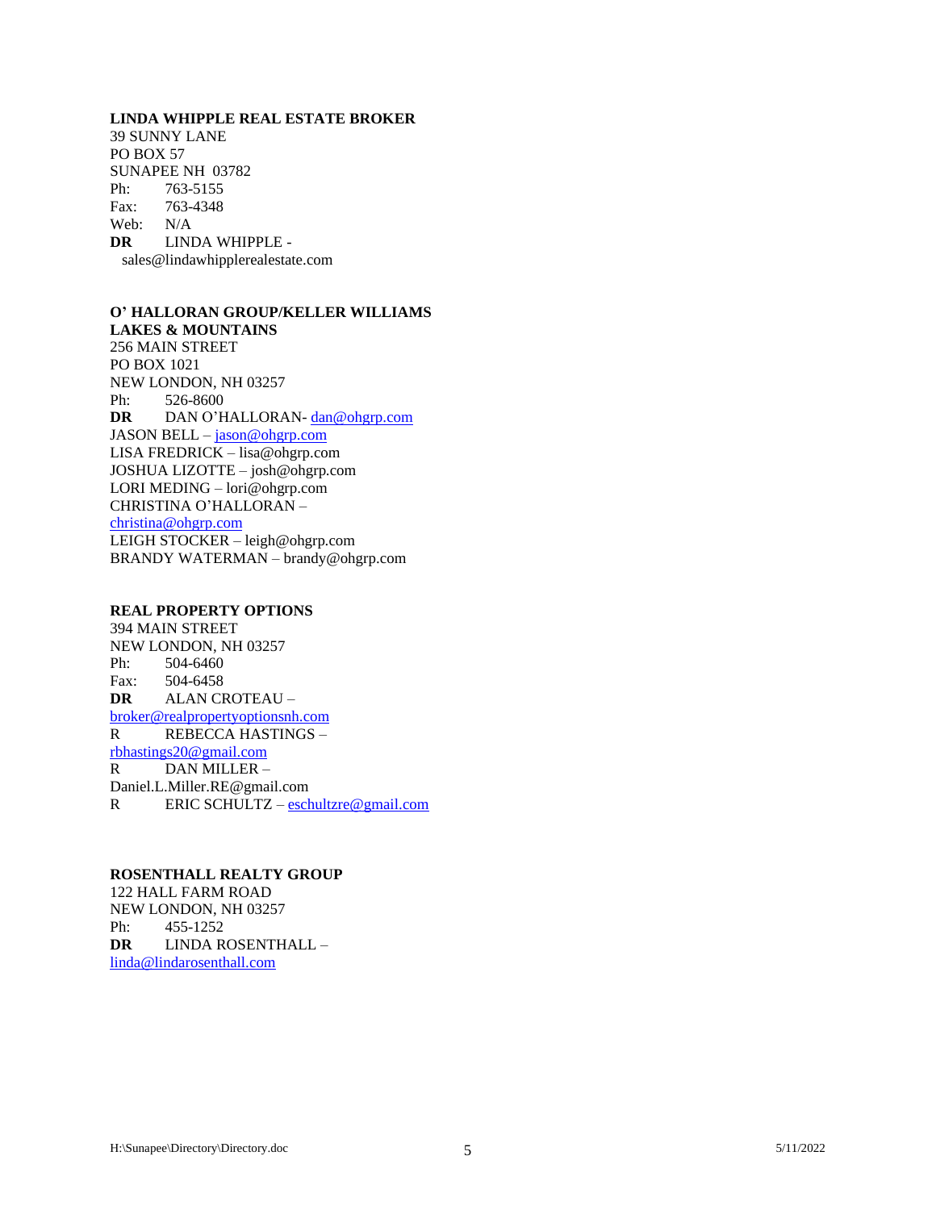**LINDA WHIPPLE REAL ESTATE BROKER**
39 SUNNY LANE
PO BOX 57
SUNAPEE NH 03782
Ph: 763-5155
Fax: 763-4348
Web: N/A
**DR** LINDA WHIPPLE - sales@lindawhipplerealestate.com

**O' HALLORAN GROUP/KELLER WILLIAMS LAKES & MOUNTAINS**
256 MAIN STREET
PO BOX 1021
NEW LONDON, NH 03257
Ph: 526-8600
**DR** DAN O'HALLORAN- dan@ohgrp.com
JASON BELL – jason@ohgrp.com
LISA FREDRICK – lisa@ohgrp.com
JOSHUA LIZOTTE – josh@ohgrp.com
LORI MEDING – lori@ohgrp.com
CHRISTINA O'HALLORAN – christina@ohgrp.com
LEIGH STOCKER – leigh@ohgrp.com
BRANDY WATERMAN – brandy@ohgrp.com

**REAL PROPERTY OPTIONS**
394 MAIN STREET
NEW LONDON, NH 03257
Ph: 504-6460
Fax: 504-6458
**DR** ALAN CROTEAU – broker@realpropertyoptionsnh.com
R REBECCA HASTINGS – rbhastings20@gmail.com
R DAN MILLER – Daniel.L.Miller.RE@gmail.com
R ERIC SCHULTZ – eschultzre@gmail.com

**ROSENTHALL REALTY GROUP**
122 HALL FARM ROAD
NEW LONDON, NH 03257
Ph: 455-1252
**DR** LINDA ROSENTHALL – linda@lindarosenthall.com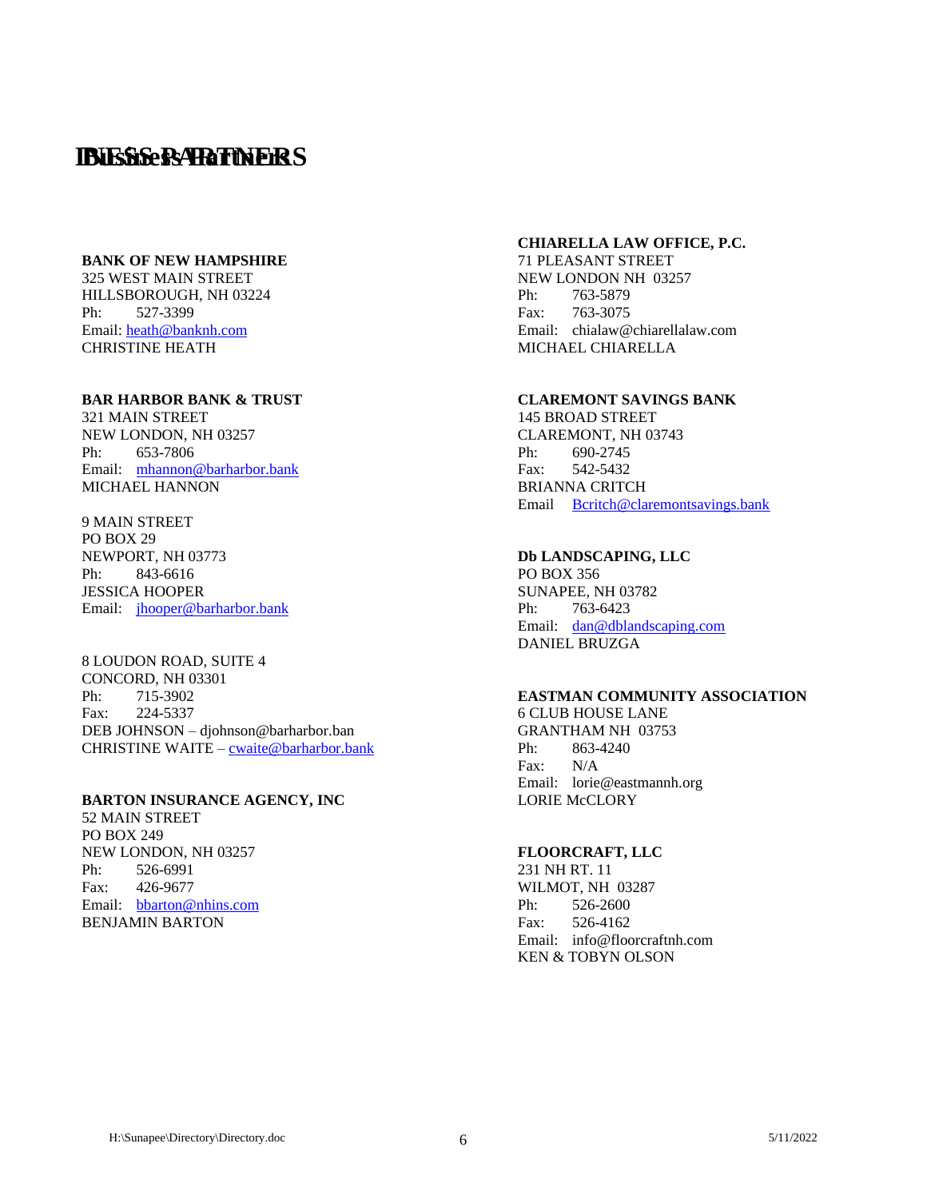# BUSINESS PARTNERS

**BANK OF NEW HAMPSHIRE**
325 WEST MAIN STREET
HILLSBOROUGH, NH 03224
Ph: 527-3399
Email: heath@banknh.com
CHRISTINE HEATH

**BAR HARBOR BANK & TRUST**
321 MAIN STREET
NEW LONDON, NH 03257
Ph: 653-7806
Email: mhannon@barharbor.bank
MICHAEL HANNON

9 MAIN STREET
PO BOX 29
NEWPORT, NH 03773
Ph: 843-6616
JESSICA HOOPER
Email: jhooper@barharbor.bank

8 LOUDON ROAD, SUITE 4
CONCORD, NH 03301
Ph: 715-3902
Fax: 224-5337
DEB JOHNSON – djohnson@barharbor.ban
CHRISTINE WAITE – cwaite@barharbor.bank

**BARTON INSURANCE AGENCY, INC**
52 MAIN STREET
PO BOX 249
NEW LONDON, NH 03257
Ph: 526-6991
Fax: 426-9677
Email: bbarton@nhins.com
BENJAMIN BARTON

**CHIARELLA LAW OFFICE, P.C.**
71 PLEASANT STREET
NEW LONDON NH 03257
Ph: 763-5879
Fax: 763-3075
Email: chialaw@chiarellalaw.com
MICHAEL CHIARELLA

**CLAREMONT SAVINGS BANK**
145 BROAD STREET
CLAREMONT, NH 03743
Ph: 690-2745
Fax: 542-5432
BRIANNA CRITCH
Email Bcritch@claremontsavings.bank

**Db LANDSCAPING, LLC**
PO BOX 356
SUNAPEE, NH 03782
Ph: 763-6423
Email: dan@dblandscaping.com
DANIEL BRUZGA

**EASTMAN COMMUNITY ASSOCIATION**
6 CLUB HOUSE LANE
GRANTHAM NH 03753
Ph: 863-4240
Fax: N/A
Email: lorie@eastmannh.org
LORIE McCLORY

**FLOORCRAFT, LLC**
231 NH RT. 11
WILMOT, NH 03287
Ph: 526-2600
Fax: 526-4162
Email: info@floorcraftnh.com
KEN & TOBYN OLSON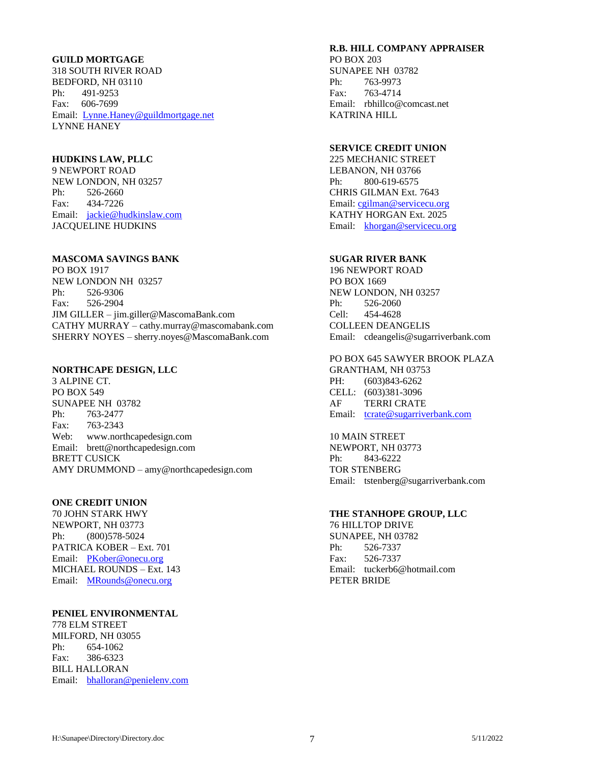**GUILD MORTGAGE**
318 SOUTH RIVER ROAD
BEDFORD, NH 03110
Ph: 491-9253
Fax: 606-7699
Email: Lynne.Haney@guildmortgage.net
LYNNE HANEY

**HUDKINS LAW, PLLC**
9 NEWPORT ROAD
NEW LONDON, NH 03257
Ph: 526-2660
Fax: 434-7226
Email: jackie@hudkinslaw.com
JACQUELINE HUDKINS

**MASCOMA SAVINGS BANK**
PO BOX 1917
NEW LONDON NH 03257
Ph: 526-9306
Fax: 526-2904
JIM GILLER – jim.giller@MascomaBank.com
CATHY MURRAY – cathy.murray@mascomabank.com
SHERRY NOYES – sherry.noyes@MascomaBank.com

**NORTHCAPE DESIGN, LLC**
3 ALPINE CT.
PO BOX 549
SUNAPEE NH 03782
Ph: 763-2477
Fax: 763-2343
Web: www.northcapedesign.com
Email: brett@northcapedesign.com
BRETT CUSICK
AMY DRUMMOND – amy@northcapedesign.com

**ONE CREDIT UNION**
70 JOHN STARK HWY
NEWPORT, NH 03773
Ph: (800)578-5024
PATRICA KOBER – Ext. 701
Email: PKober@onecu.org
MICHAEL ROUNDS – Ext. 143
Email: MRounds@onecu.org

**PENIEL ENVIRONMENTAL**
778 ELM STREET
MILFORD, NH 03055
Ph: 654-1062
Fax: 386-6323
BILL HALLORAN
Email: bhalloran@penielenv.com

**R.B. HILL COMPANY APPRAISER**
PO BOX 203
SUNAPEE NH 03782
Ph: 763-9973
Fax: 763-4714
Email: rbhillco@comcast.net
KATRINA HILL

**SERVICE CREDIT UNION**
225 MECHANIC STREET
LEBANON, NH 03766
Ph: 800-619-6575
CHRIS GILMAN Ext. 7643
Email: cgilman@servicecu.org
KATHY HORGAN Ext. 2025
Email: khorgan@servicecu.org

**SUGAR RIVER BANK**
196 NEWPORT ROAD
PO BOX 1669
NEW LONDON, NH 03257
Ph: 526-2060
Cell: 454-4628
COLLEEN DEANGELIS
Email: cdeangelis@sugarriverbank.com

PO BOX 645 SAWYER BROOK PLAZA
GRANTHAM, NH 03753
PH: (603)843-6262
CELL: (603)381-3096
AF TERRI CRATE
Email: tcrate@sugarriverbank.com

10 MAIN STREET
NEWPORT, NH 03773
Ph: 843-6222
TOR STENBERG
Email: tstenberg@sugarriverbank.com

**THE STANHOPE GROUP, LLC**
76 HILLTOP DRIVE
SUNAPEE, NH 03782
Ph: 526-7337
Fax: 526-7337
Email: tuckerb6@hotmail.com
PETER BRIDE